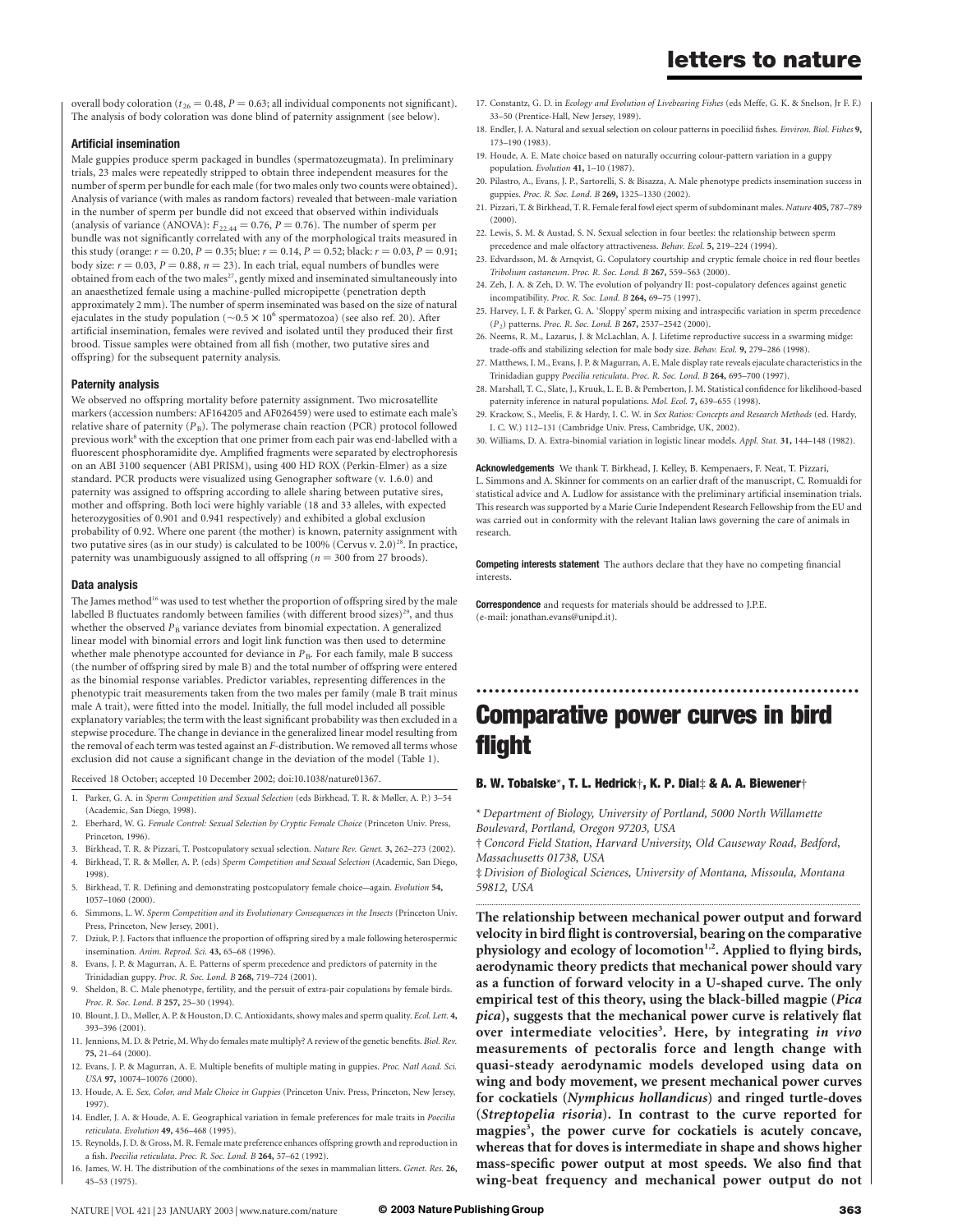overall body coloration ($t_{26} = 0.48$, $P = 0.63$; all individual components not significant). The analysis of body coloration was done blind of paternity assignment (see below).

### Artificial insemination

Male guppies produce sperm packaged in bundles (spermatozeugmata). In preliminary trials, 23 males were repeatedly stripped to obtain three independent measures for the number of sperm per bundle for each male (for two males only two counts were obtained). Analysis of variance (with males as random factors) revealed that between-male variation in the number of sperm per bundle did not exceed that observed within individuals (analysis of variance (ANOVA): $F_{22,44} = 0.76$, $P = 0.76$). The number of sperm per bundle was not significantly correlated with any of the morphological traits measured in this study (orange: $r = 0.20$, $P = 0.35$; blue: $r = 0.14$, $P = 0.52$; black: $r = 0.03$, $P = 0.91$; body size: $r = 0.03$, $P = 0.88$, $n = 23$). In each trial, equal numbers of bundles were obtained from each of the two males[27], gently mixed and inseminated simultaneously into an anaesthetized female using a machine-pulled micropipette (penetration depth approximately 2 mm). The number of sperm inseminated was based on the size of natural ejaculates in the study population ($\sim 0.5 \times 10^6$ spermatozoa) (see also ref. 20). After artificial insemination, females were revived and isolated until they produced their first brood. Tissue samples were obtained from all fish (mother, two putative sires and offspring) for the subsequent paternity analysis.

### Paternity analysis

We observed no offspring mortality before paternity assignment. Two microsatellite markers (accession numbers: AF164205 and AF026459) were used to estimate each male's relative share of paternity ($P_B$). The polymerase chain reaction (PCR) protocol followed previous work[8] with the exception that one primer from each pair was end-labelled with a fluorescent phosphoramidite dye. Amplified fragments were separated by electrophoresis on an ABI 3100 sequencer (ABI PRISM), using 400 HD ROX (Perkin-Elmer) as a size standard. PCR products were visualized using Genographer software (v. 1.6.0) and paternity was assigned to offspring according to allele sharing between putative sires, mother and offspring. Both loci were highly variable (18 and 33 alleles, with expected heterozygosities of 0.901 and 0.941 respectively) and exhibited a global exclusion probability of 0.92. Where one parent (the mother) is known, paternity assignment with two putative sires (as in our study) is calculated to be 100% (Cervus v. 2.0)[28]. In practice, paternity was unambiguously assigned to all offspring ($n = 300$ from 27 broods).

### Data analysis

The James method[16] was used to test whether the proportion of offspring sired by the male labelled B fluctuates randomly between families (with different brood sizes)[29], and thus whether the observed $P_B$ variance deviates from binomial expectation. A generalized linear model with binomial errors and logit link function was then used to determine whether male phenotype accounted for deviance in $P_B$. For each family, male B success (the number of offspring sired by male B) and the total number of offspring were entered as the binomial response variables. Predictor variables, representing differences in the phenotypic trait measurements taken from the two males per family (male B trait minus male A trait), were fitted into the model. Initially, the full model included all possible explanatory variables; the term with the least significant probability was then excluded in a stepwise procedure. The change in deviance in the generalized linear model resulting from the removal of each term was tested against an $F$-distribution. We removed all terms whose exclusion did not cause a significant change in the deviation of the model (Table 1).

Received 18 October; accepted 10 December 2002; doi:10.1038/nature01367.

1. Parker, G. A. in *Sperm Competition and Sexual Selection* (eds Birkhead, T. R. & Møller, A. P.) 3–54 (Academic, San Diego, 1998).
2. Eberhard, W. G. *Female Control: Sexual Selection by Cryptic Female Choice* (Princeton Univ. Press, Princeton, 1996).
3. Birkhead, T. R. & Pizzari, T. Postcopulatory sexual selection. *Nature Rev. Genet.* **3,** 262–273 (2002).
4. Birkhead, T. R. & Møller, A. P. (eds) *Sperm Competition and Sexual Selection* (Academic, San Diego, 1998).
5. Birkhead, T. R. Defining and demonstrating postcopulatory female choice—again. *Evolution* **54,** 1057–1060 (2000).
6. Simmons, L. W. *Sperm Competition and its Evolutionary Consequences in the Insects* (Princeton Univ. Press, Princeton, New Jersey, 2001).
7. Dziuk, P. J. Factors that influence the proportion of offspring sired by a male following heterospermic insemination. *Anim. Reprod. Sci.* **43,** 65–68 (1996).
8. Evans, J. P. & Magurran, A. E. Patterns of sperm precedence and predictors of paternity in the Trinidadian guppy. *Proc. R. Soc. Lond. B* **268,** 719–724 (2001).
9. Sheldon, B. C. Male phenotype, fertility, and the persuit of extra-pair copulations by female birds. *Proc. R. Soc. Lond. B* **257,** 25–30 (1994).
10. Blount, J. D., Møller, A. P. & Houston, D. C. Antioxidants, showy males and sperm quality. *Ecol. Lett.* **4,** 393–396 (2001).
11. Jennions, M. D. & Petrie, M. Why do females mate multiply? A review of the genetic benefits. *Biol. Rev.* **75,** 21–64 (2000).
12. Evans, J. P. & Magurran, A. E. Multiple benefits of multiple mating in guppies. *Proc. Natl Acad. Sci. USA* **97,** 10074–10076 (2000).
13. Houde, A. E. *Sex, Color, and Male Choice in Guppies* (Princeton Univ. Press, Princeton, New Jersey, 1997).
14. Endler, J. A. & Houde, A. E. Geographical variation in female preferences for male traits in *Poecilia reticulata*. *Evolution* **49,** 456–468 (1995).
15. Reynolds, J. D. & Gross, M. R. Female mate preference enhances offspring growth and reproduction in a fish. *Poecilia reticulata*. *Proc. R. Soc. Lond. B* **264,** 57–62 (1992).
16. James, W. H. The distribution of the combinations of the sexes in mammalian litters. *Genet. Res.* **26,** 45–53 (1975).
17. Constantz, G. D. in *Ecology and Evolution of Livebearing Fishes* (eds Meffe, G. K. & Snelson, Jr F. F.) 33–50 (Prentice-Hall, New Jersey, 1989).
18. Endler, J. A. Natural and sexual selection on colour patterns in poeciliid fishes. *Environ. Biol. Fishes* **9,** 173–190 (1983).
19. Houde, A. E. Mate choice based on naturally occurring colour-pattern variation in a guppy population. *Evolution* **41,** 1–10 (1987).
20. Pilastro, A., Evans, J. P., Sartorelli, S. & Bisazza, A. Male phenotype predicts insemination success in guppies. *Proc. R. Soc. Lond. B* **269,** 1325–1330 (2002).
21. Pizzari, T. & Birkhead, T. R. Female feral fowl eject sperm of subdominant males. *Nature* **405,** 787–789 (2000).
22. Lewis, S. M. & Austad, S. N. Sexual selection in four beetles: the relationship between sperm precedence and male olfactory attractiveness. *Behav. Ecol.* **5,** 219–224 (1994).
23. Edvardsson, M. & Arnqvist, G. Copulatory courtship and cryptic female choice in red flour beetles *Tribolium castaneum*. *Proc. R. Soc. Lond. B* **267,** 559–563 (2000).
24. Zeh, J. A. & Zeh, D. W. The evolution of polyandry II: post-copulatory defences against genetic incompatibility. *Proc. R. Soc. Lond. B* **264,** 69–75 (1997).
25. Harvey, I. F. & Parker, G. A. 'Sloppy' sperm mixing and intraspecific variation in sperm precedence ($P_2$) patterns. *Proc. R. Soc. Lond. B* **267,** 2537–2542 (2000).
26. Neems, R. M., Lazarus, J. & McLachlan, A. J. Lifetime reproductive success in a swarming midge: trade-offs and stabilizing selection for male body size. *Behav. Ecol.* **9,** 279–286 (1998).
27. Matthews, I. M., Evans, J. P. & Magurran, A. E. Male display rate reveals ejaculate characteristics in the Trinidadian guppy *Poecilia reticulata*. *Proc. R. Soc. Lond. B* **264,** 695–700 (1997).
28. Marshall, T. C., Slate, J., Kruuk, L. E. B. & Pemberton, J. M. Statistical confidence for likelihood-based paternity inference in natural populations. *Mol. Ecol.* **7,** 639–655 (1998).
29. Krackow, S., Meelis, F. & Hardy, I. C. W. in *Sex Ratios: Concepts and Research Methods* (ed. Hardy, I. C. W.) 112–131 (Cambridge Univ. Press, Cambridge, UK, 2002).
30. Williams, D. A. Extra-binomial variation in logistic linear models. *Appl. Stat.* **31,** 144–148 (1982).

**Acknowledgements** We thank T. Birkhead, J. Kelley, B. Kempenaers, F. Neat, T. Pizzari, L. Simmons and A. Skinner for comments on an earlier draft of the manuscript, C. Romualdi for statistical advice and A. Ludlow for assistance with the preliminary artificial insemination trials. This research was supported by a Marie Curie Independent Research Fellowship from the EU and was carried out in conformity with the relevant Italian laws governing the care of animals in research.

**Competing interests statement** The authors declare that they have no competing financial interests.

**Correspondence** and requests for materials should be addressed to J.P.E. (e-mail: jonathan.evans@unipd.it).

# Comparative power curves in bird flight

**B. W. Tobalske\*, T. L. Hedrick†, K. P. Dial‡ & A. A. Biewener†**

\* *Department of Biology, University of Portland, 5000 North Willamette Boulevard, Portland, Oregon 97203, USA*

† *Concord Field Station, Harvard University, Old Causeway Road, Bedford, Massachusetts 01738, USA*

‡ *Division of Biological Sciences, University of Montana, Missoula, Montana 59812, USA*

**The relationship between mechanical power output and forward velocity in bird flight is controversial, bearing on the comparative physiology and ecology of locomotion[1,2]. Applied to flying birds, aerodynamic theory predicts that mechanical power should vary as a function of forward velocity in a U-shaped curve. The only empirical test of this theory, using the black-billed magpie (*Pica pica*), suggests that the mechanical power curve is relatively flat over intermediate velocities[3]. Here, by integrating *in vivo* measurements of pectoralis force and length change with quasi-steady aerodynamic models developed using data on wing and body movement, we present mechanical power curves for cockatiels (*Nymphicus hollandicus*) and ringed turtle-doves (*Streptopelia risoria*). In contrast to the curve reported for magpies[3], the power curve for cockatiels is acutely concave, whereas that for doves is intermediate in shape and shows higher mass-specific power output at most speeds. We also find that wing-beat frequency and mechanical power output do not**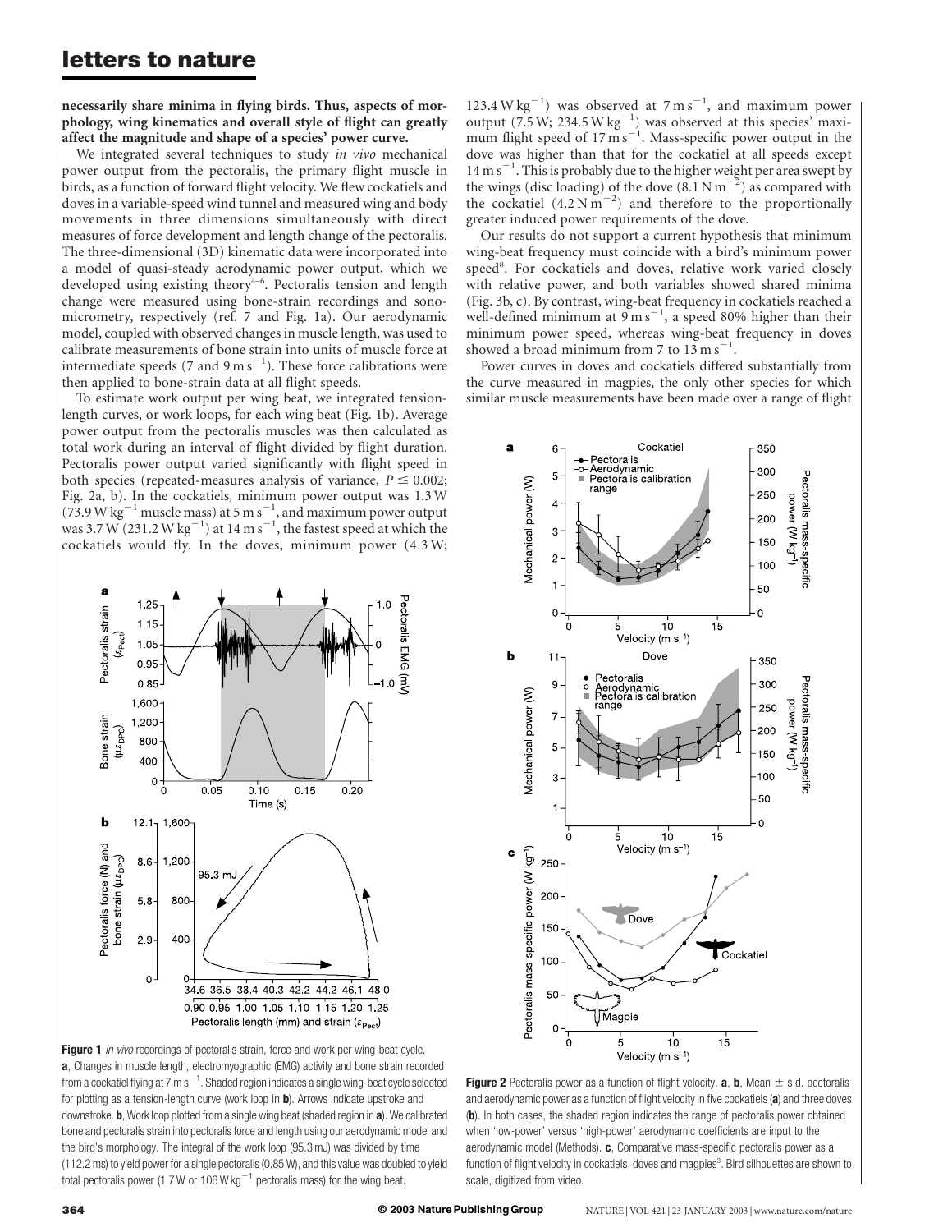**necessarily share minima in flying birds. Thus, aspects of morphology, wing kinematics and overall style of flight can greatly affect the magnitude and shape of a species' power curve.**

We integrated several techniques to study *in vivo* mechanical power output from the pectoralis, the primary flight muscle in birds, as a function of forward flight velocity. We flew cockatiels and doves in a variable-speed wind tunnel and measured wing and body movements in three dimensions simultaneously with direct measures of force development and length change of the pectoralis. The three-dimensional (3D) kinematic data were incorporated into a model of quasi-steady aerodynamic power output, which we developed using existing theory[4–6]. Pectoralis tension and length change were measured using bone-strain recordings and sonomicrometry, respectively (ref. 7 and Fig. 1a). Our aerodynamic model, coupled with observed changes in muscle length, was used to calibrate measurements of bone strain into units of muscle force at intermediate speeds (7 and 9 m s$^{-1}$). These force calibrations were then applied to bone-strain data at all flight speeds.

To estimate work output per wing beat, we integrated tension-length curves, or work loops, for each wing beat (Fig. 1b). Average power output from the pectoralis muscles was then calculated as total work during an interval of flight divided by flight duration. Pectoralis power output varied significantly with flight speed in both species (repeated-measures analysis of variance, $P \leq 0.002$; Fig. 2a, b). In the cockatiels, minimum power output was 1.3 W (73.9 W kg$^{-1}$ muscle mass) at 5 m s$^{-1}$, and maximum power output was 3.7 W (231.2 W kg$^{-1}$) at 14 m s$^{-1}$, the fastest speed at which the cockatiels would fly. In the doves, minimum power (4.3 W; 123.4 W kg$^{-1}$) was observed at 7 m s$^{-1}$, and maximum power output (7.5 W; 234.5 W kg$^{-1}$) was observed at this species' maximum flight speed of 17 m s$^{-1}$. Mass-specific power output in the dove was higher than that for the cockatiel at all speeds except 14 m s$^{-1}$. This is probably due to the higher weight per area swept by the wings (disc loading) of the dove (8.1 N m$^{-2}$) as compared with the cockatiel (4.2 N m$^{-2}$) and therefore to the proportionally greater induced power requirements of the dove.

Our results do not support a current hypothesis that minimum wing-beat frequency must coincide with a bird's minimum power speed[8]. For cockatiels and doves, relative work varied closely with relative power, and both variables showed shared minima (Fig. 3b, c). By contrast, wing-beat frequency in cockatiels reached a well-defined minimum at 9 m s$^{-1}$, a speed 80% higher than their minimum power speed, whereas wing-beat frequency in doves showed a broad minimum from 7 to 13 m s$^{-1}$.

Power curves in doves and cockatiels differed substantially from the curve measured in magpies, the only other species for which similar muscle measurements have been made over a range of flight

**Figure 1** *In vivo* recordings of pectoralis strain, force and work per wing-beat cycle. **a**, Changes in muscle length, electromyographic (EMG) activity and bone strain recorded from a cockatiel flying at 7 m s$^{-1}$. Shaded region indicates a single wing-beat cycle selected for plotting as a tension-length curve (work loop in **b**). Arrows indicate upstroke and downstroke. **b**, Work loop plotted from a single wing beat (shaded region in **a**). We calibrated bone and pectoralis strain into pectoralis force and length using our aerodynamic model and the bird's morphology. The integral of the work loop (95.3 mJ) was divided by time (112.2 ms) to yield power for a single pectoralis (0.85 W), and this value was doubled to yield total pectoralis power (1.7 W or 106 W kg$^{-1}$ pectoralis mass) for the wing beat.

**Figure 2** Pectoralis power as a function of flight velocity. **a**, **b**, Mean ± s.d. pectoralis and aerodynamic power as a function of flight velocity in five cockatiels (**a**) and three doves (**b**). In both cases, the shaded region indicates the range of pectoralis power obtained when 'low-power' versus 'high-power' aerodynamic coefficients are input to the aerodynamic model (Methods). **c**, Comparative mass-specific pectoralis power as a function of flight velocity in cockatiels, doves and magpies[3]. Bird silhouettes are shown to scale, digitized from video.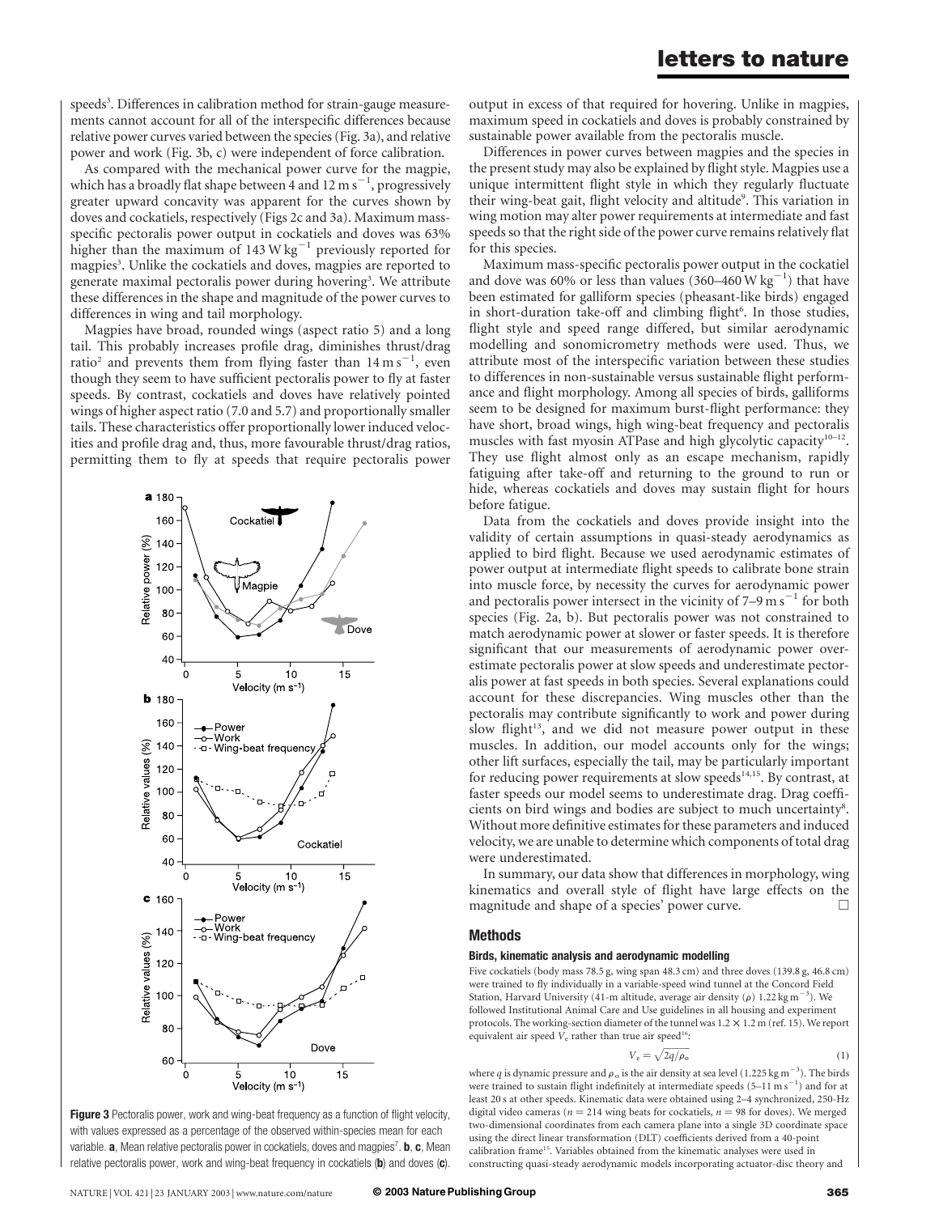speeds[3]. Differences in calibration method for strain-gauge measurements cannot account for all of the interspecific differences because relative power curves varied between the species (Fig. 3a), and relative power and work (Fig. 3b, c) were independent of force calibration.

As compared with the mechanical power curve for the magpie, which has a broadly flat shape between 4 and 12 m s$^{-1}$, progressively greater upward concavity was apparent for the curves shown by doves and cockatiels, respectively (Figs 2c and 3a). Maximum mass-specific pectoralis power output in cockatiels and doves was 63% higher than the maximum of 143 W kg$^{-1}$ previously reported for magpies[3]. Unlike the cockatiels and doves, magpies are reported to generate maximal pectoralis power during hovering[3]. We attribute these differences in the shape and magnitude of the power curves to differences in wing and tail morphology.

Magpies have broad, rounded wings (aspect ratio 5) and a long tail. This probably increases profile drag, diminishes thrust/drag ratio[2] and prevents them from flying faster than 14 m s$^{-1}$, even though they seem to have sufficient pectoralis power to fly at faster speeds. By contrast, cockatiels and doves have relatively pointed wings of higher aspect ratio (7.0 and 5.7) and proportionally smaller tails. These characteristics offer proportionally lower induced velocities and profile drag and, thus, more favourable thrust/drag ratios, permitting them to fly at speeds that require pectoralis power output in excess of that required for hovering. Unlike in magpies, maximum speed in cockatiels and doves is probably constrained by sustainable power available from the pectoralis muscle.

**Figure 3** Pectoralis power, work and wing-beat frequency as a function of flight velocity, with values expressed as a percentage of the observed within-species mean for each variable. **a**, Mean relative pectoralis power in cockatiels, doves and magpies[7]. **b**, **c**, Mean relative pectoralis power, work and wing-beat frequency in cockatiels (**b**) and doves (**c**).

Differences in power curves between magpies and the species in the present study may also be explained by flight style. Magpies use a unique intermittent flight style in which they regularly fluctuate their wing-beat gait, flight velocity and altitude[9]. This variation in wing motion may alter power requirements at intermediate and fast speeds so that the right side of the power curve remains relatively flat for this species.

Maximum mass-specific pectoralis power output in the cockatiel and dove was 60% or less than values (360–460 W kg$^{-1}$) that have been estimated for galliform species (pheasant-like birds) engaged in short-duration take-off and climbing flight[6]. In those studies, flight style and speed range differed, but similar aerodynamic modelling and sonomicrometry methods were used. Thus, we attribute most of the interspecific variation between these studies to differences in non-sustainable versus sustainable flight performance and flight morphology. Among all species of birds, galliforms seem to be designed for maximum burst-flight performance: they have short, broad wings, high wing-beat frequency and pectoralis muscles with fast myosin ATPase and high glycolytic capacity[10–12]. They use flight almost only as an escape mechanism, rapidly fatiguing after take-off and returning to the ground to run or hide, whereas cockatiels and doves may sustain flight for hours before fatigue.

Data from the cockatiels and doves provide insight into the validity of certain assumptions in quasi-steady aerodynamics as applied to bird flight. Because we used aerodynamic estimates of power output at intermediate flight speeds to calibrate bone strain into muscle force, by necessity the curves for aerodynamic power and pectoralis power intersect in the vicinity of 7–9 m s$^{-1}$ for both species (Fig. 2a, b). But pectoralis power was not constrained to match aerodynamic power at slower or faster speeds. It is therefore significant that our measurements of aerodynamic power overestimate pectoralis power at slow speeds and underestimate pectoralis power at fast speeds in both species. Several explanations could account for these discrepancies. Wing muscles other than the pectoralis may contribute significantly to work and power during slow flight[13], and we did not measure power output in these muscles. In addition, our model accounts only for the wings; other lift surfaces, especially the tail, may be particularly important for reducing power requirements at slow speeds[14,15]. By contrast, at faster speeds our model seems to underestimate drag. Drag coefficients on bird wings and bodies are subject to much uncertainty[8]. Without more definitive estimates for these parameters and induced velocity, we are unable to determine which components of total drag were underestimated.

In summary, our data show that differences in morphology, wing kinematics and overall style of flight have large effects on the magnitude and shape of a species' power curve. □

## Methods

### Birds, kinematic analysis and aerodynamic modelling

Five cockatiels (body mass 78.5 g, wing span 48.3 cm) and three doves (139.8 g, 46.8 cm) were trained to fly individually in a variable-speed wind tunnel at the Concord Field Station, Harvard University (41-m altitude, average air density ($\rho$) 1.22 kg m$^{-3}$). We followed Institutional Animal Care and Use guidelines in all housing and experiment protocols. The working-section diameter of the tunnel was 1.2 × 1.2 m (ref. 15). We report equivalent air speed $V_e$ rather than true air speed[16]:

$$V_e = \sqrt{2q/\rho_o} \tag{1}$$

where $q$ is dynamic pressure and $\rho_o$ is the air density at sea level (1.225 kg m$^{-3}$). The birds were trained to sustain flight indefinitely at intermediate speeds (5–11 m s$^{-1}$) and for at least 20 s at other speeds. Kinematic data were obtained using 2–4 synchronized, 250-Hz digital video cameras ($n = 214$ wing beats for cockatiels, $n = 98$ for doves). We merged two-dimensional coordinates from each camera plane into a single 3D coordinate space using the direct linear transformation (DLT) coefficients derived from a 40-point calibration frame[15]. Variables obtained from the kinematic analyses were used in constructing quasi-steady aerodynamic models incorporating actuator-disc theory and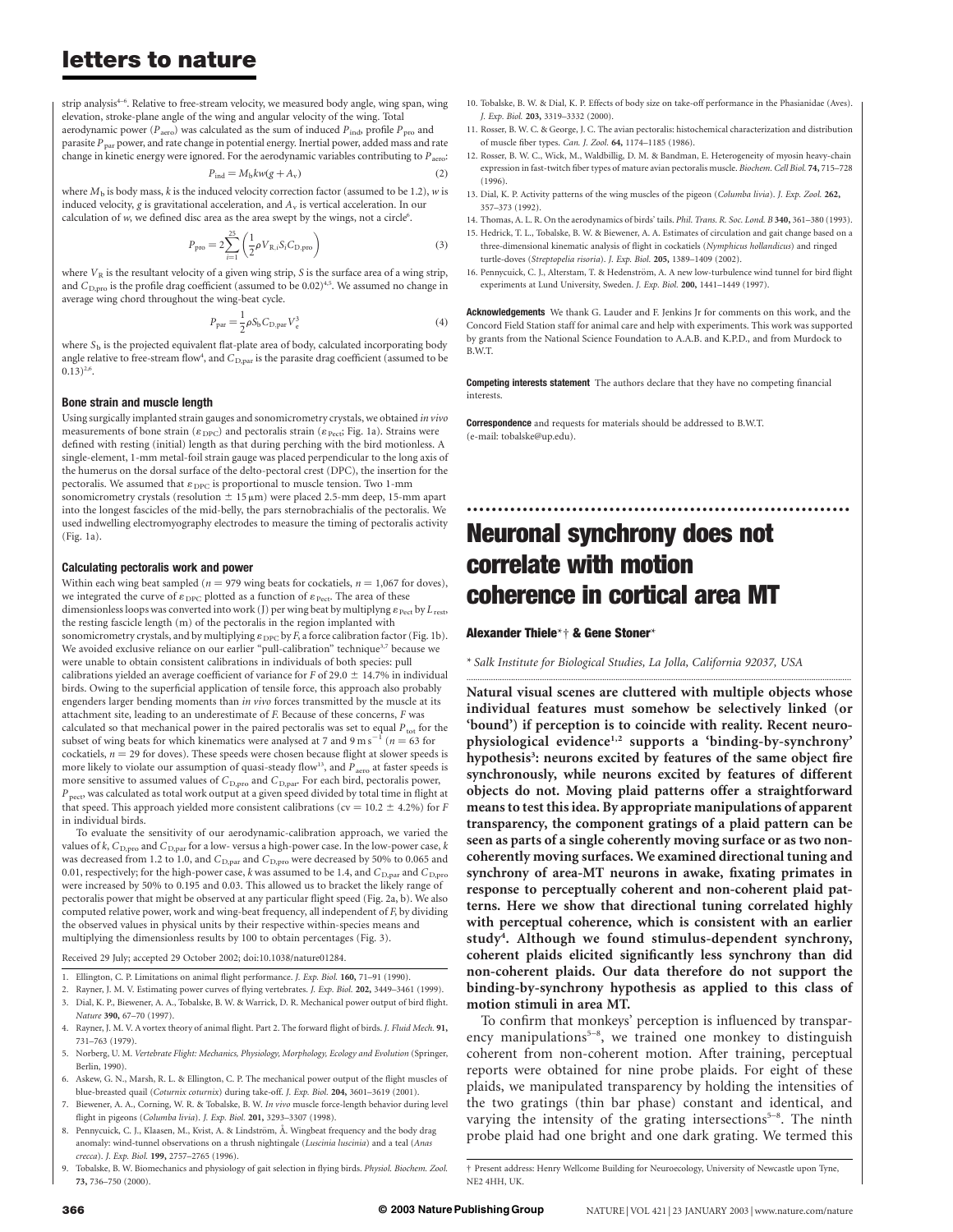strip analysis[4–6]. Relative to free-stream velocity, we measured body angle, wing span, wing elevation, stroke-plane angle of the wing and angular velocity of the wing. Total aerodynamic power ($P_{aero}$) was calculated as the sum of induced $P_{ind}$, profile $P_{pro}$ and parasite $P_{par}$ power, and rate change in potential energy. Inertial power, added mass and rate change in kinetic energy were ignored. For the aerodynamic variables contributing to $P_{aero}$:

$$P_{ind} = M_b kw(g + A_v) \tag{2}$$

where $M_b$ is body mass, $k$ is the induced velocity correction factor (assumed to be 1.2), $w$ is induced velocity, $g$ is gravitational acceleration, and $A_v$ is vertical acceleration. In our calculation of $w$, we defined disc area as the area swept by the wings, not a circle[6].

$$P_{pro} = 2\sum_{i=1}^{25}\left(\frac{1}{2}\rho V_{R,i} S_i C_{D,pro}\right) \tag{3}$$

where $V_R$ is the resultant velocity of a given wing strip, $S$ is the surface area of a wing strip, and $C_{D,pro}$ is the profile drag coefficient (assumed to be 0.02)[4,5]. We assumed no change in average wing chord throughout the wing-beat cycle.

$$P_{par} = \frac{1}{2}\rho S_b C_{D,par} V_e^3 \tag{4}$$

where $S_b$ is the projected equivalent flat-plate area of body, calculated incorporating body angle relative to free-stream flow[4], and $C_{D,par}$ is the parasite drag coefficient (assumed to be 0.13)[2,6].

### Bone strain and muscle length

Using surgically implanted strain gauges and sonomicrometry crystals, we obtained *in vivo* measurements of bone strain ($\varepsilon_{DPC}$) and pectoralis strain ($\varepsilon_{Pect}$; Fig. 1a). Strains were defined with resting (initial) length as that during perching with the bird motionless. A single-element, 1-mm metal-foil strain gauge was placed perpendicular to the long axis of the humerus on the dorsal surface of the delto-pectoral crest (DPC), the insertion for the pectoralis. We assumed that $\varepsilon_{DPC}$ is proportional to muscle tension. Two 1-mm sonomicrometry crystals (resolution $\pm$ 15 μm) were placed 2.5-mm deep, 15-mm apart into the longest fascicles of the mid-belly, the pars sternobrachialis of the pectoralis. We used indwelling electromyography electrodes to measure the timing of pectoralis activity (Fig. 1a).

### Calculating pectoralis work and power

Within each wing beat sampled ($n = 979$ wing beats for cockatiels, $n = 1{,}067$ for doves), we integrated the curve of $\varepsilon_{DPC}$ plotted as a function of $\varepsilon_{Pect}$. The area of these dimensionless loops was converted into work (J) per wing beat by multiplyng $\varepsilon_{Pect}$ by $L_{rest}$, the resting fascicle length (m) of the pectoralis in the region implanted with sonomicrometry crystals, and by multiplying $\varepsilon_{DPC}$ by $F$, a force calibration factor (Fig. 1b). We avoided exclusive reliance on our earlier "pull-calibration" technique[3,7] because we were unable to obtain consistent calibrations in individuals of both species: pull calibrations yielded an average coefficient of variance for $F$ of 29.0 $\pm$ 14.7% in individual birds. Owing to the superficial application of tensile force, this approach also probably engenders larger bending moments than *in vivo* forces transmitted by the muscle at its attachment site, leading to an underestimate of $F$. Because of these concerns, $F$ was calculated so that mechanical power in the paired pectoralis was set to equal $P_{tot}$ for the subset of wing beats for which kinematics were analysed at 7 and 9 m s$^{-1}$ ($n = 63$ for cockatiels, $n = 29$ for doves). These speeds were chosen because flight at slower speeds is more likely to violate our assumption of quasi-steady flow[13], and $P_{aero}$ at faster speeds is more sensitive to assumed values of $C_{D,pro}$ and $C_{D,par}$. For each bird, pectoralis power, $P_{pect}$, was calculated as total work output at a given speed divided by total time in flight at that speed. This approach yielded more consistent calibrations (cv = 10.2 $\pm$ 4.2%) for $F$ in individual birds.

To evaluate the sensitivity of our aerodynamic-calibration approach, we varied the values of $k$, $C_{D,pro}$ and $C_{D,par}$ for a low- versus a high-power case. In the low-power case, $k$ was decreased from 1.2 to 1.0, and $C_{D,par}$ and $C_{D,pro}$ were decreased by 50% to 0.065 and 0.01, respectively; for the high-power case, $k$ was assumed to be 1.4, and $C_{D,par}$ and $C_{D,pro}$ were increased by 50% to 0.195 and 0.03. This allowed us to bracket the likely range of pectoralis power that might be observed at any particular flight speed (Fig. 2a, b). We also computed relative power, work and wing-beat frequency, all independent of $F$, by dividing the observed values in physical units by their respective within-species means and multiplying the dimensionless results by 100 to obtain percentages (Fig. 3).

Received 29 July; accepted 29 October 2002; doi:10.1038/nature01284.

1. Ellington, C. P. Limitations on animal flight performance. *J. Exp. Biol.* **160,** 71–91 (1990).
2. Rayner, J. M. V. Estimating power curves of flying vertebrates. *J. Exp. Biol.* **202,** 3449–3461 (1999).
3. Dial, K. P., Biewener, A. A., Tobalske, B. W. & Warrick, D. R. Mechanical power output of bird flight. *Nature* **390,** 67–70 (1997).
4. Rayner, J. M. V. A vortex theory of animal flight. Part 2. The forward flight of birds. *J. Fluid Mech.* **91,** 731–763 (1979).
5. Norberg, U. M. *Vertebrate Flight: Mechanics, Physiology, Morphology, Ecology and Evolution* (Springer, Berlin, 1990).
6. Askew, G. N., Marsh, R. L. & Ellington, C. P. The mechanical power output of the flight muscles of blue-breasted quail (*Coturnix coturnix*) during take-off. *J. Exp. Biol.* **204,** 3601–3619 (2001).
7. Biewener, A. A., Corning, W. R. & Tobalske, B. W. *In vivo* muscle force-length behavior during level flight in pigeons (*Columba livia*). *J. Exp. Biol.* **201,** 3293–3307 (1998).
8. Pennycuick, C. J., Klaassen, M., Kvist, A. & Lindström, Å. Wingbeat frequency and the body drag anomaly: wind-tunnel observations on a thrush nightingale (*Luscinia luscinia*) and a teal (*Anas crecca*). *J. Exp. Biol.* **199,** 2757–2765 (1996).
9. Tobalske, B. W. Biomechanics and physiology of gait selection in flying birds. *Physiol. Biochem. Zool.* **73,** 736–750 (2000).
10. Tobalske, B. W. & Dial, K. P. Effects of body size on take-off performance in the Phasianidae (Aves). *J. Exp. Biol.* **203,** 3319–3332 (2000).
11. Rosser, B. W. C. & George, J. C. The avian pectoralis: histochemical characterization and distribution of muscle fiber types. *Can. J. Zool.* **64,** 1174–1185 (1986).
12. Rosser, B. W. C., Wick, M., Waldbillig, D. M. & Bandman, E. Heterogeneity of myosin heavy-chain expression in fast-twitch fiber types of mature avian pectoralis muscle. *Biochem. Cell Biol.* **74,** 715–728 (1996).
13. Dial, K. P. Activity patterns of the wing muscles of the pigeon (*Columba livia*). *J. Exp. Zool.* **262,** 357–373 (1992).
14. Thomas, A. L. R. On the aerodynamics of birds' tails. *Phil. Trans. R. Soc. Lond. B* **340,** 361–380 (1993).
15. Hedrick, T. L., Tobalske, B. W. & Biewener, A. A. Estimates of circulation and gait change based on a three-dimensional kinematic analysis of flight in cockatiels (*Nymphicus hollandicus*) and ringed turtle-doves (*Streptopelia risoria*). *J. Exp. Biol.* **205,** 1389–1409 (2002).
16. Pennycuick, C. J., Alterstam, T. & Hedenström, A. A new low-turbulence wind tunnel for bird flight experiments at Lund University, Sweden. *J. Exp. Biol.* **200,** 1441–1449 (1997).

**Acknowledgements** We thank G. Lauder and F. Jenkins Jr for comments on this work, and the Concord Field Station staff for animal care and help with experiments. This work was supported by grants from the National Science Foundation to A.A.B. and K.P.D., and from Murdock to B.W.T.

**Competing interests statement** The authors declare that they have no competing financial interests.

**Correspondence** and requests for materials should be addressed to B.W.T. (e-mail: tobalske@up.edu).

# Neuronal synchrony does not correlate with motion coherence in cortical area MT

**Alexander Thiele*† & Gene Stoner***

\* *Salk Institute for Biological Studies, La Jolla, California 92037, USA*

**Natural visual scenes are cluttered with multiple objects whose individual features must somehow be selectively linked (or 'bound') if perception is to coincide with reality. Recent neurophysiological evidence[1,2] supports a 'binding-by-synchrony' hypothesis[3]: neurons excited by features of the same object fire synchronously, while neurons excited by features of different objects do not. Moving plaid patterns offer a straightforward means to test this idea. By appropriate manipulations of apparent transparency, the component gratings of a plaid pattern can be seen as parts of a single coherently moving surface or as two non-coherently moving surfaces. We examined directional tuning and synchrony of area-MT neurons in awake, fixating primates in response to perceptually coherent and non-coherent plaid patterns. Here we show that directional tuning correlated highly with perceptual coherence, which is consistent with an earlier study[4]. Although we found stimulus-dependent synchrony, coherent plaids elicited significantly less synchrony than did non-coherent plaids. Our data therefore do not support the binding-by-synchrony hypothesis as applied to this class of motion stimuli in area MT.**

To confirm that monkeys' perception is influenced by transparency manipulations[5–8], we trained one monkey to distinguish coherent from non-coherent motion. After training, perceptual reports were obtained for nine probe plaids. For eight of these plaids, we manipulated transparency by holding the intensities of the two gratings (thin bar phase) constant and identical, and varying the intensity of the grating intersections[5–8]. The ninth probe plaid had one bright and one dark grating. We termed this

† Present address: Henry Wellcome Building for Neuroecology, University of Newcastle upon Tyne, NE2 4HH, UK.